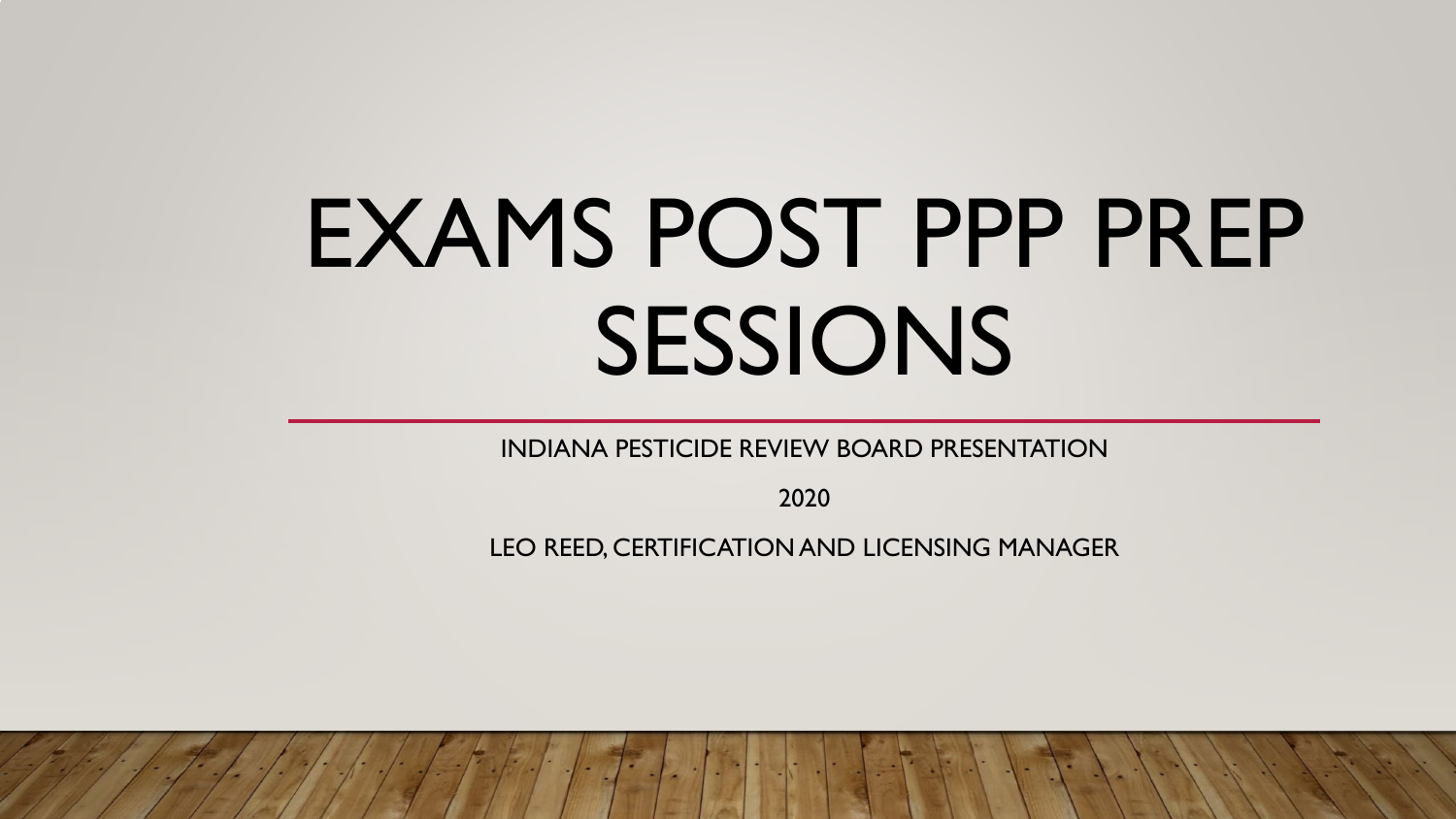# EXAMS POST PPP PREP SESSIONS

INDIANA PESTICIDE REVIEW BOARD PRESENTATION

2020

LEO REED, CERTIFICATION AND LICENSING MANAGER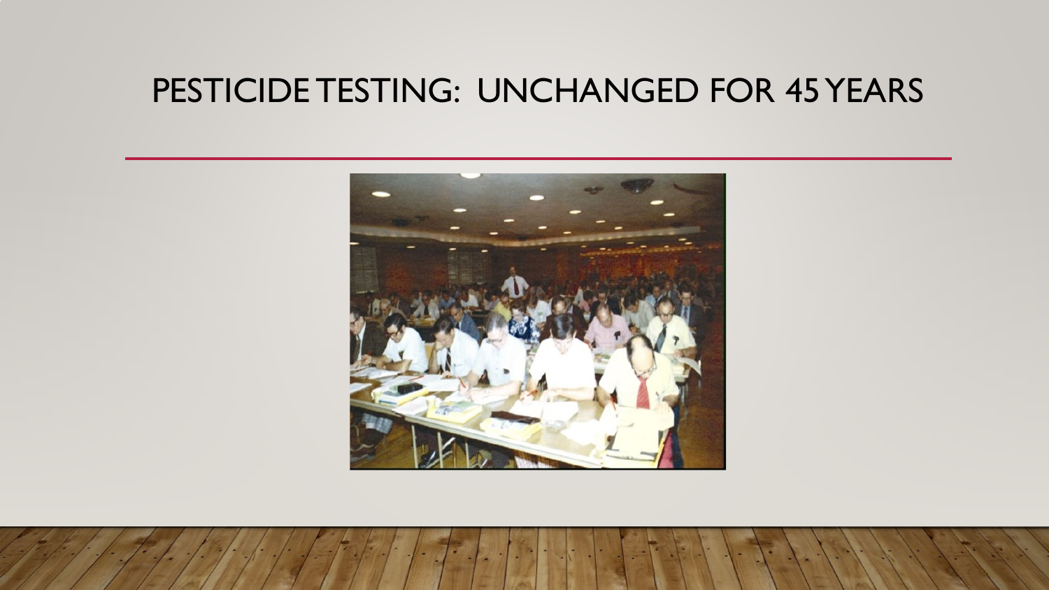# PESTICIDE TESTING: UNCHANGED FOR 45 YEARS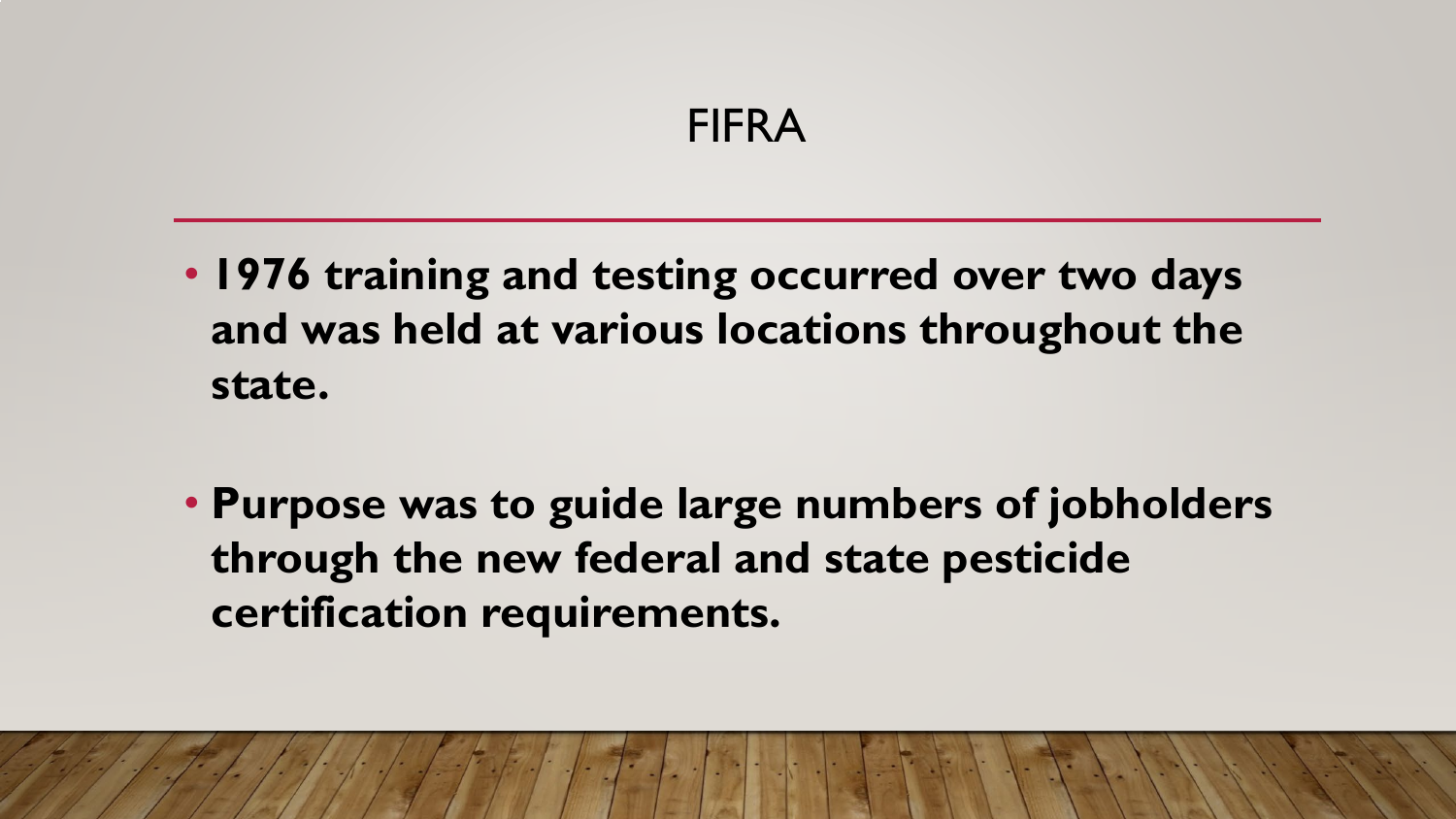# FIFRA

- **1976 training and testing occurred over two days and was held at various locations throughout the state.**
- **Purpose was to guide large numbers of jobholders through the new federal and state pesticide certification requirements.**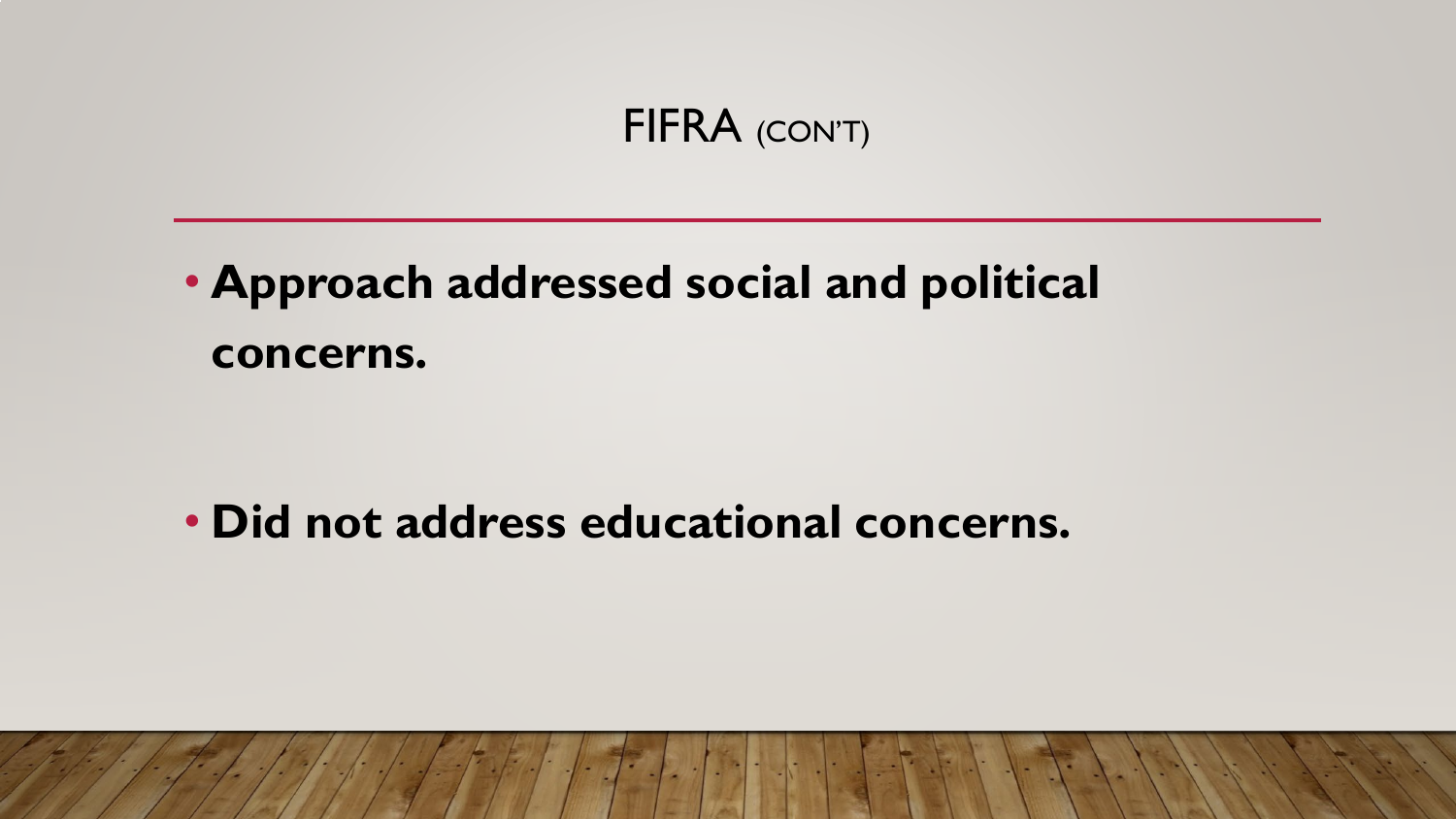# FIFRA (CON'T)

- **Approach addressed social and political concerns.**

- **Did not address educational concerns.**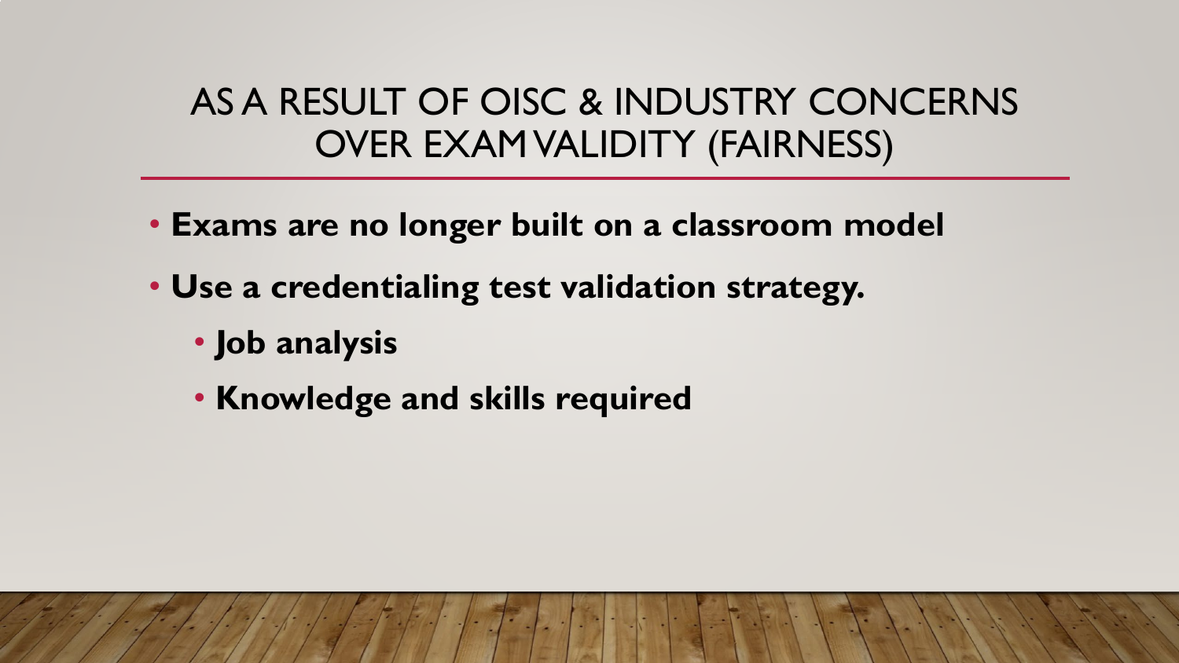## AS A RESULT OF OISC & INDUSTRY CONCERNS OVER EXAM VALIDITY (FAIRNESS)

- **Exams are no longer built on a classroom model**
- **Use a credentialing test validation strategy.**
  - **Job analysis**
  - **Knowledge and skills required**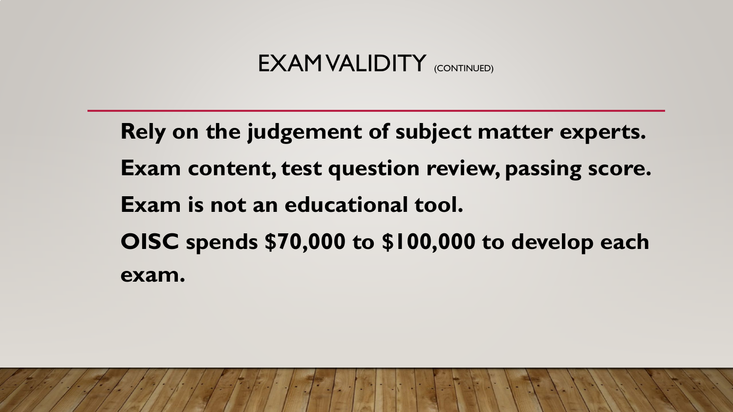# EXAM VALIDITY (CONTINUED)

**Rely on the judgement of subject matter experts.**

**Exam content, test question review, passing score.**

**Exam is not an educational tool.**

**OISC spends $70,000 to $100,000 to develop each exam.**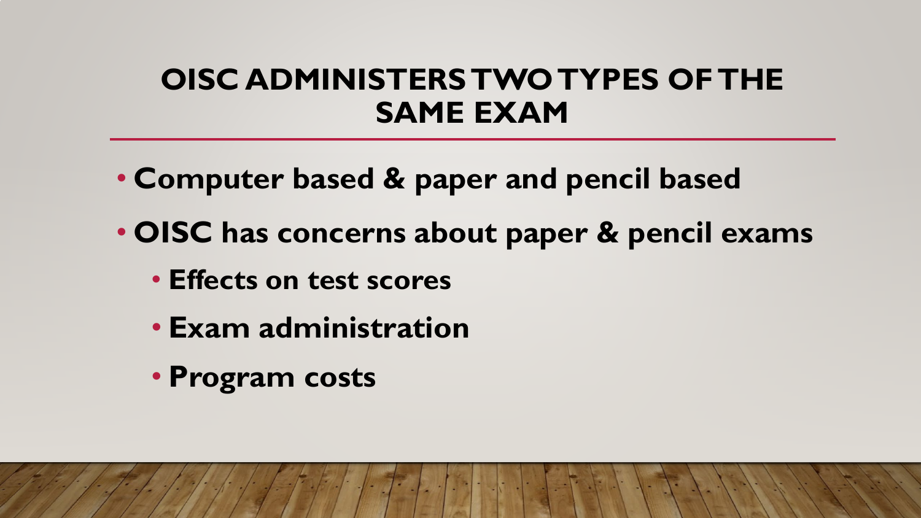# OISC ADMINISTERS TWO TYPES OF THE SAME EXAM

- **Computer based & paper and pencil based**
- **OISC has concerns about paper & pencil exams**
  - **Effects on test scores**
  - **Exam administration**
  - **Program costs**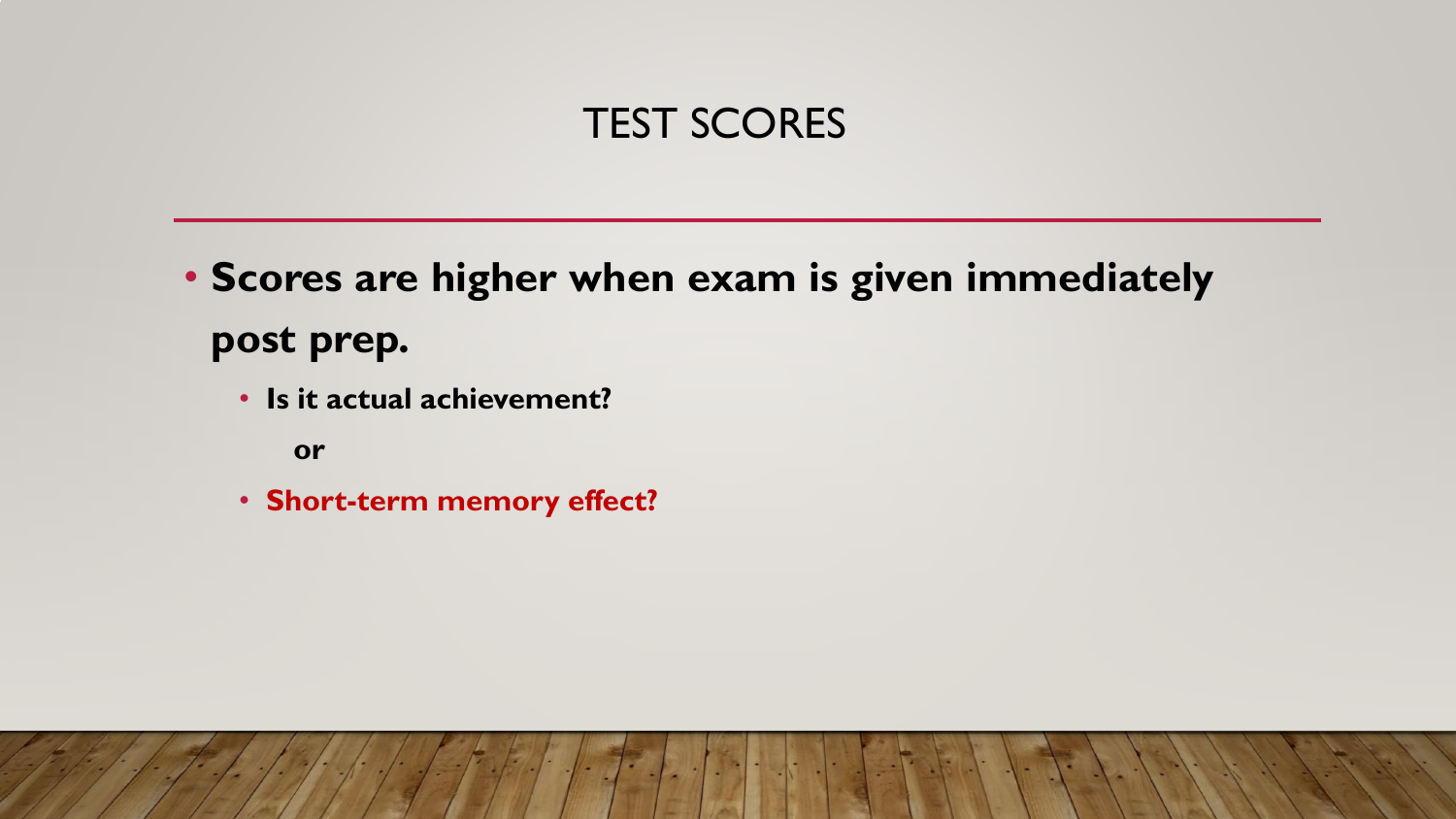# TEST SCORES

- **Scores are higher when exam is given immediately post prep.**
  - **Is it actual achievement?**

    **or**

  - **Short-term memory effect?**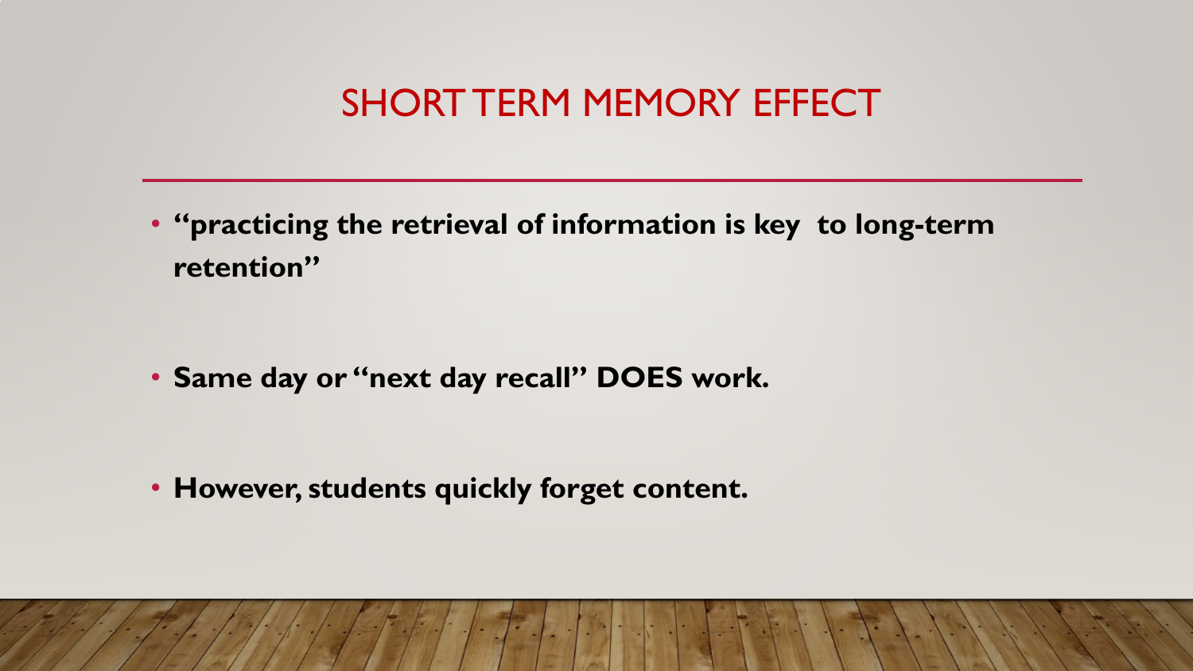# SHORT TERM MEMORY EFFECT

- **"practicing the retrieval of information is key to long-term retention"**
- **Same day or "next day recall" DOES work.**
- **However, students quickly forget content.**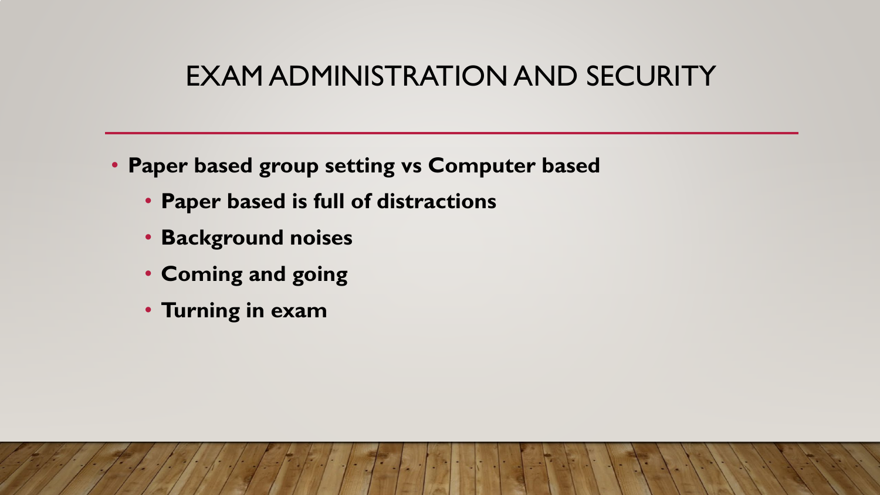# EXAM ADMINISTRATION AND SECURITY

- **Paper based group setting vs Computer based**
  - **Paper based is full of distractions**
  - **Background noises**
  - **Coming and going**
  - **Turning in exam**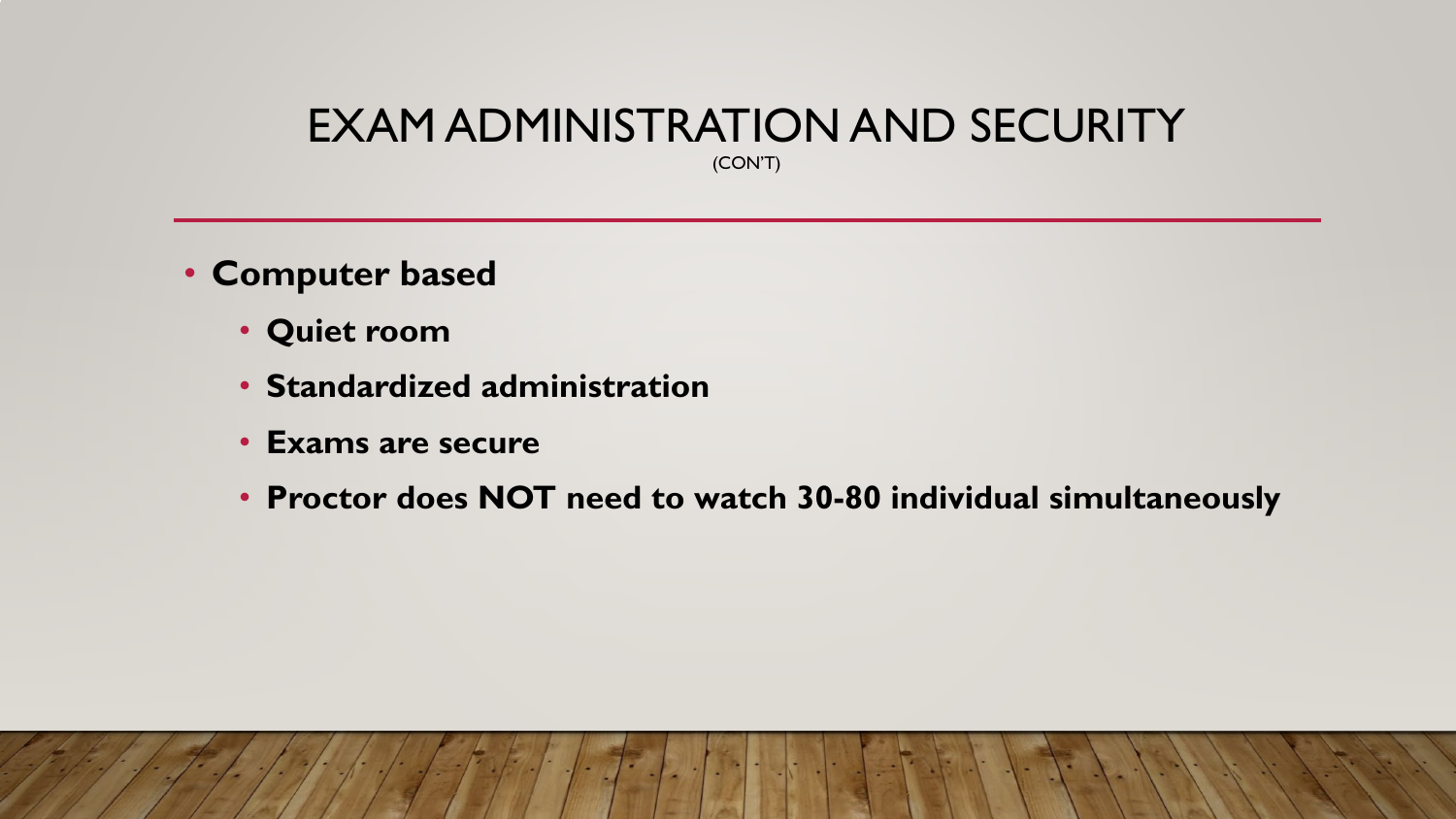# EXAM ADMINISTRATION AND SECURITY

(CON'T)

- **Computer based**
  - **Quiet room**
  - **Standardized administration**
  - **Exams are secure**
  - **Proctor does NOT need to watch 30-80 individual simultaneously**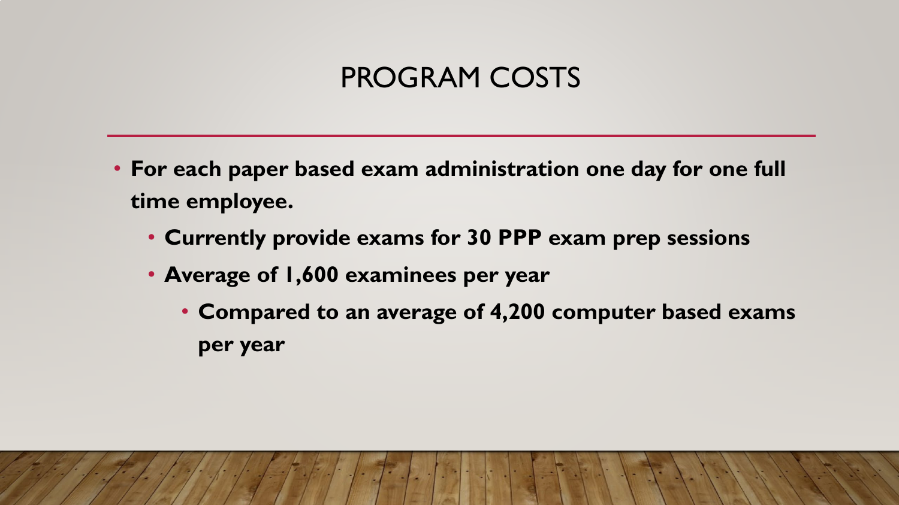# PROGRAM COSTS

- **For each paper based exam administration one day for one full time employee.**
  - **Currently provide exams for 30 PPP exam prep sessions**
  - **Average of 1,600 examinees per year**
    - **Compared to an average of 4,200 computer based exams per year**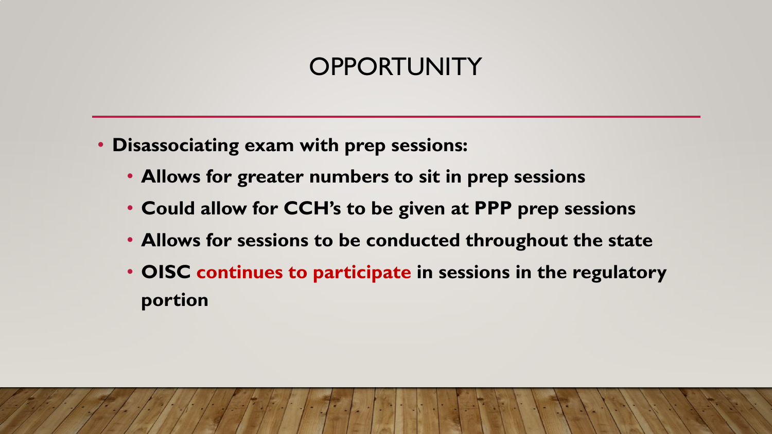# OPPORTUNITY

- **Disassociating exam with prep sessions:**
  - **Allows for greater numbers to sit in prep sessions**
  - **Could allow for CCH's to be given at PPP prep sessions**
  - **Allows for sessions to be conducted throughout the state**
  - **OISC continues to participate in sessions in the regulatory portion**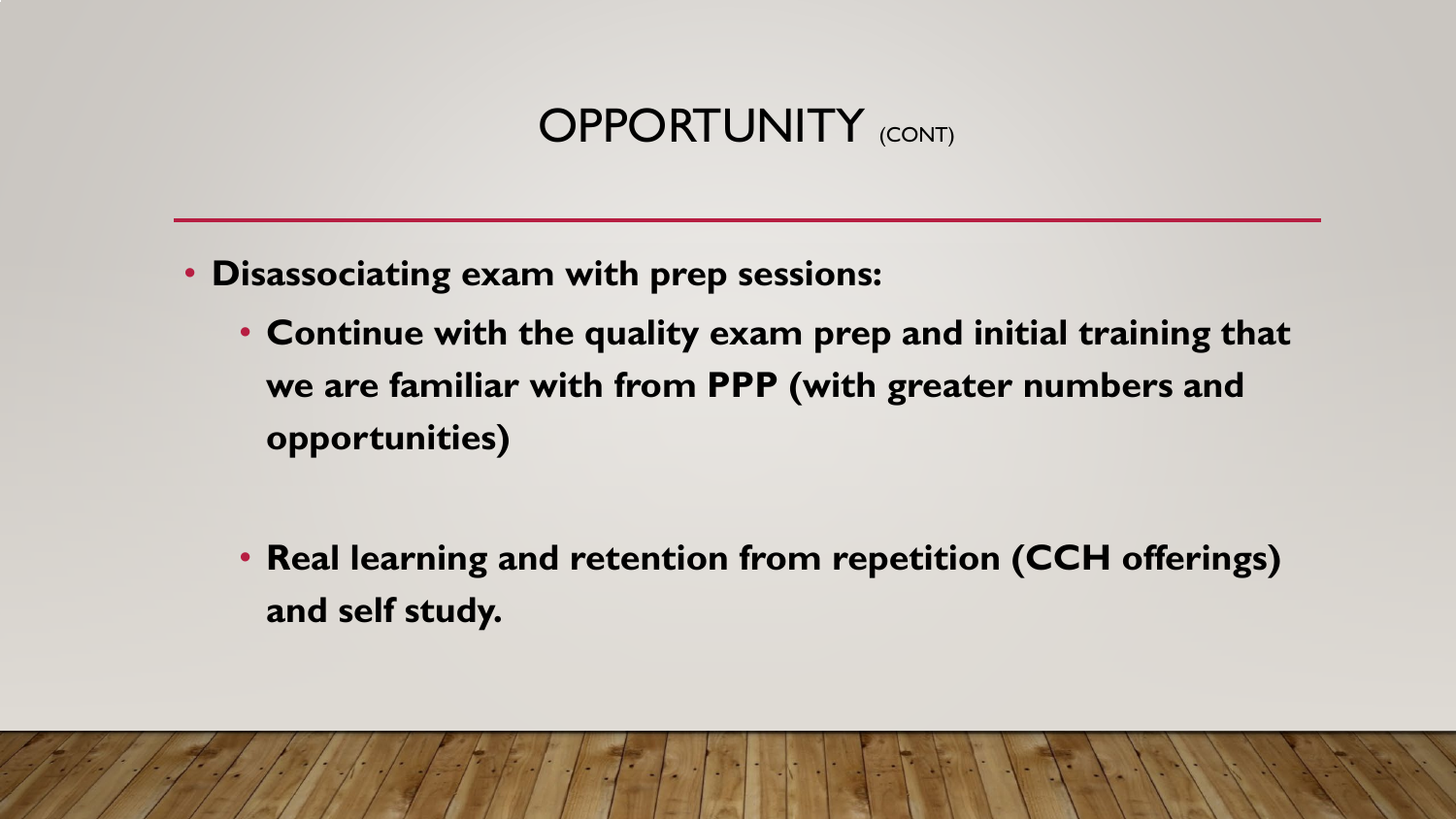# OPPORTUNITY (CONT)

- **Disassociating exam with prep sessions:**
  - **Continue with the quality exam prep and initial training that we are familiar with from PPP (with greater numbers and opportunities)**
  - **Real learning and retention from repetition (CCH offerings) and self study.**